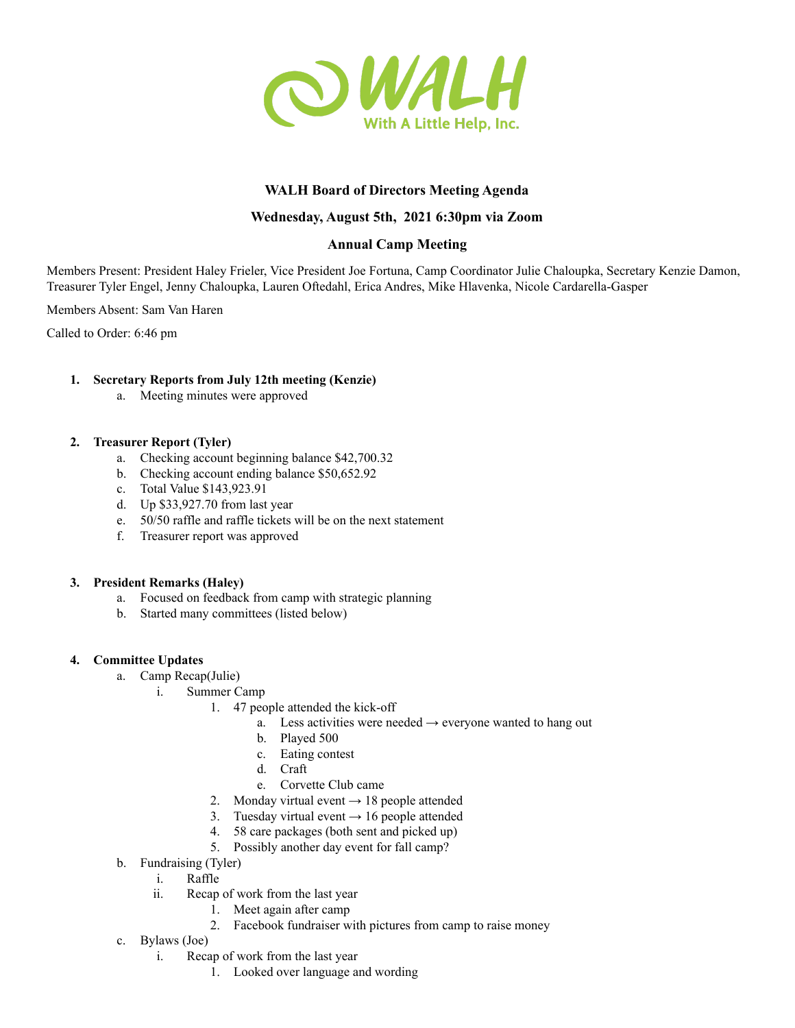**WALH Board of Directors Meeting Agenda**

**Wednesday, August 5th, 2021 6:30pm via Zoom**

**Annual Camp Meeting**

Members Present: President Haley Frieler, Vice President Joe Fortuna, Camp Coordinator Julie Chaloupka, Secretary Kenzie Damon, Treasurer Tyler Engel, Jenny Chaloupka, Lauren Oftedahl, Erica Andres, Mike Hlavenka, Nicole Cardarella-Gasper

Members Absent: Sam Van Haren

Called to Order: 6:46 pm

1. **Secretary Reports from July 12th meeting (Kenzie)**
   a. Meeting minutes were approved

2. **Treasurer Report (Tyler)**
   a. Checking account beginning balance $42,700.32
   b. Checking account ending balance $50,652.92
   c. Total Value $143,923.91
   d. Up $33,927.70 from last year
   e. 50/50 raffle and raffle tickets will be on the next statement
   f. Treasurer report was approved

3. **President Remarks (Haley)**
   a. Focused on feedback from camp with strategic planning
   b. Started many committees (listed below)

4. **Committee Updates**
   a. Camp Recap(Julie)
      i. Summer Camp
         1. 47 people attended the kick-off
            a. Less activities were needed → everyone wanted to hang out
            b. Played 500
            c. Eating contest
            d. Craft
            e. Corvette Club came
         2. Monday virtual event → 18 people attended
         3. Tuesday virtual event → 16 people attended
         4. 58 care packages (both sent and picked up)
         5. Possibly another day event for fall camp?
   b. Fundraising (Tyler)
      i. Raffle
      ii. Recap of work from the last year
         1. Meet again after camp
         2. Facebook fundraiser with pictures from camp to raise money
   c. Bylaws (Joe)
      i. Recap of work from the last year
         1. Looked over language and wording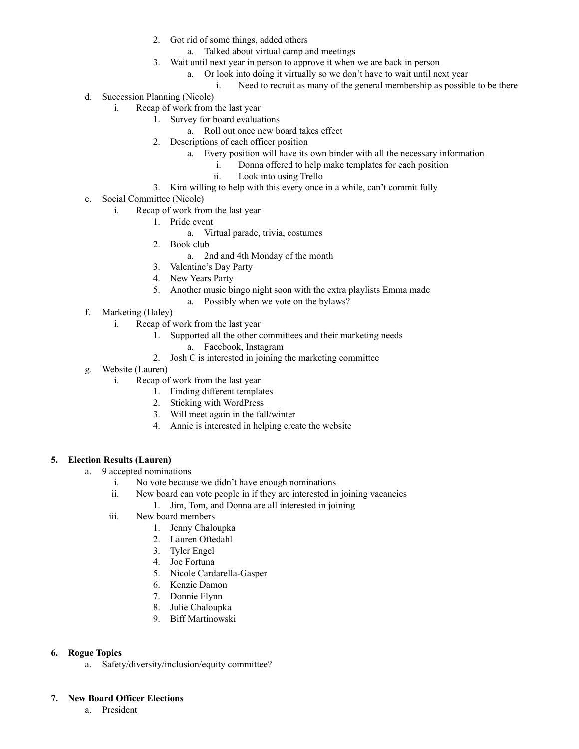2. Got rid of some things, added others
    a. Talked about virtual camp and meetings
3. Wait until next year in person to approve it when we are back in person
    a. Or look into doing it virtually so we don't have to wait until next year
        i. Need to recruit as many of the general membership as possible to be there

d. Succession Planning (Nicole)
    i. Recap of work from the last year
        1. Survey for board evaluations
            a. Roll out once new board takes effect
        2. Descriptions of each officer position
            a. Every position will have its own binder with all the necessary information
                i. Donna offered to help make templates for each position
                ii. Look into using Trello
        3. Kim willing to help with this every once in a while, can't commit fully

e. Social Committee (Nicole)
    i. Recap of work from the last year
        1. Pride event
            a. Virtual parade, trivia, costumes
        2. Book club
            a. 2nd and 4th Monday of the month
        3. Valentine's Day Party
        4. New Years Party
        5. Another music bingo night soon with the extra playlists Emma made
            a. Possibly when we vote on the bylaws?

f. Marketing (Haley)
    i. Recap of work from the last year
        1. Supported all the other committees and their marketing needs
            a. Facebook, Instagram
        2. Josh C is interested in joining the marketing committee

g. Website (Lauren)
    i. Recap of work from the last year
        1. Finding different templates
        2. Sticking with WordPress
        3. Will meet again in the fall/winter
        4. Annie is interested in helping create the website

**5. Election Results (Lauren)**

a. 9 accepted nominations
    i. No vote because we didn't have enough nominations
    ii. New board can vote people in if they are interested in joining vacancies
        1. Jim, Tom, and Donna are all interested in joining
    iii. New board members
        1. Jenny Chaloupka
        2. Lauren Oftedahl
        3. Tyler Engel
        4. Joe Fortuna
        5. Nicole Cardarella-Gasper
        6. Kenzie Damon
        7. Donnie Flynn
        8. Julie Chaloupka
        9. Biff Martinowski

**6. Rogue Topics**

a. Safety/diversity/inclusion/equity committee?

**7. New Board Officer Elections**

a. President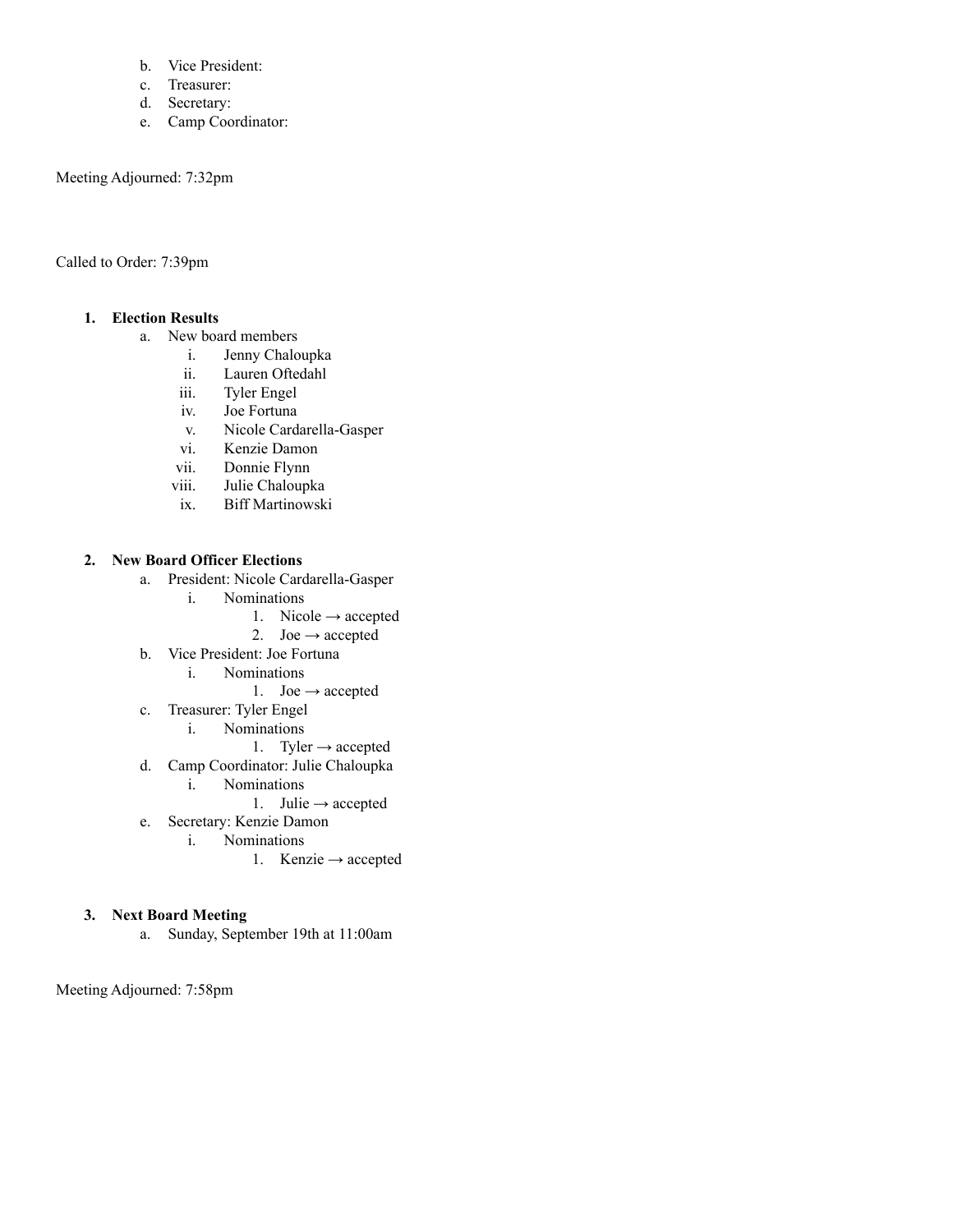b. Vice President:
c. Treasurer:
d. Secretary:
e. Camp Coordinator:

Meeting Adjourned: 7:32pm

Called to Order: 7:39pm

1. **Election Results**
    a. New board members
        i. Jenny Chaloupka
        ii. Lauren Oftedahl
        iii. Tyler Engel
        iv. Joe Fortuna
        v. Nicole Cardarella-Gasper
        vi. Kenzie Damon
        vii. Donnie Flynn
        viii. Julie Chaloupka
        ix. Biff Martinowski

2. **New Board Officer Elections**
    a. President: Nicole Cardarella-Gasper
        i. Nominations
            1. Nicole → accepted
            2. Joe → accepted
    b. Vice President: Joe Fortuna
        i. Nominations
            1. Joe → accepted
    c. Treasurer: Tyler Engel
        i. Nominations
            1. Tyler → accepted
    d. Camp Coordinator: Julie Chaloupka
        i. Nominations
            1. Julie → accepted
    e. Secretary: Kenzie Damon
        i. Nominations
            1. Kenzie → accepted

3. **Next Board Meeting**
    a. Sunday, September 19th at 11:00am

Meeting Adjourned: 7:58pm